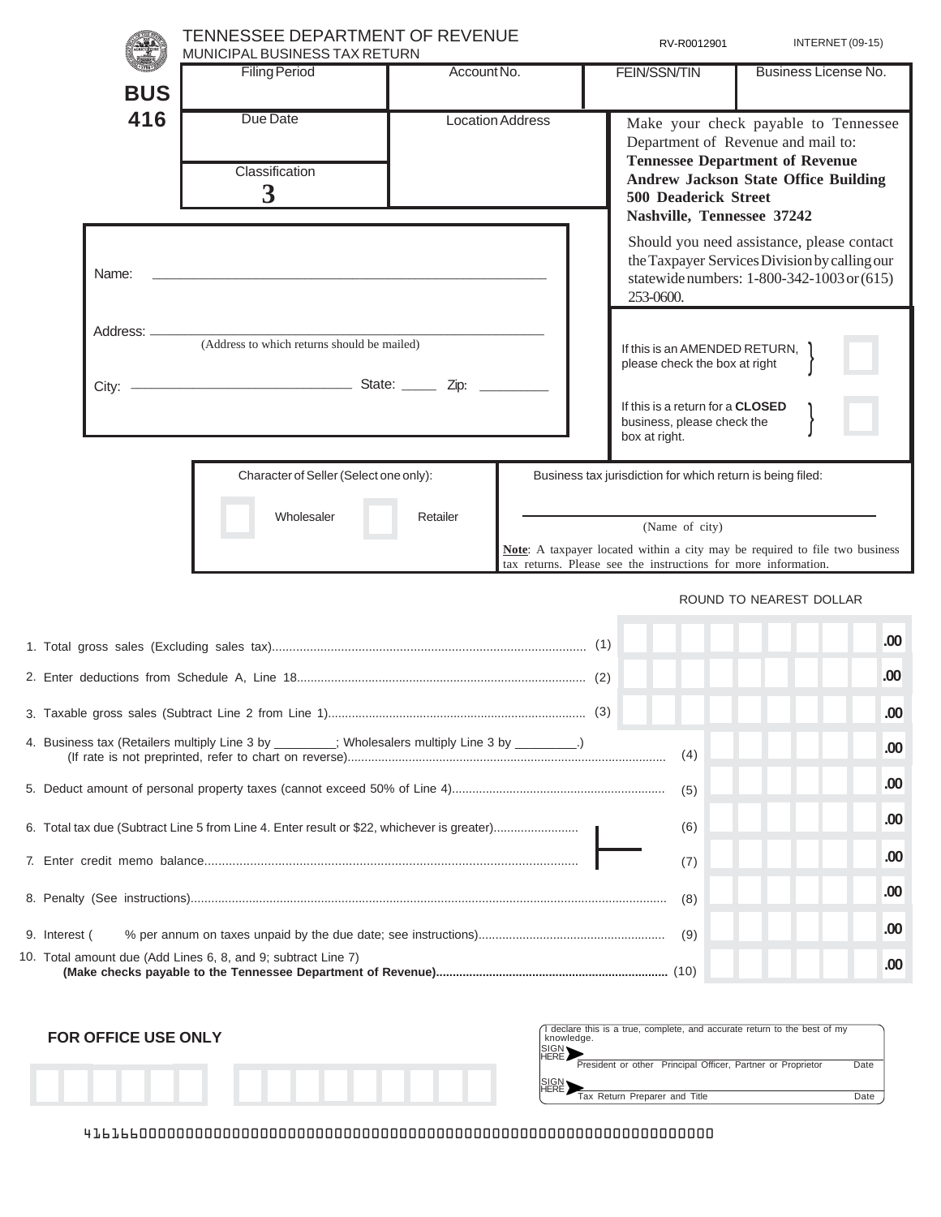# TENNESSEE DEPARTMENT OF REVENUE

MUNICIPAL BUSINESS TAX RETURN

RV-R0012901 INTERNET (09-15)

**BUS 416**

| Filing Period | Account No. | FEIN/SSN/TIN | Business License No. |
|---|---|---|---|
| | | | |

| Due Date | Location Address |
|---|---|
| | |
| Classification **3** | |

Make your check payable to Tennessee Department of Revenue and mail to:
**Tennessee Department of Revenue**
**Andrew Jackson State Office Building**
**500 Deaderick Street**
**Nashville, Tennessee 37242**

Should you need assistance, please contact the Taxpayer Services Division by calling our statewide numbers: 1-800-342-1003 or (615) 253-0600.

Name: ______________________________

Address: ______________________________
(Address to which returns should be mailed)

City: ______________ State: _____ Zip: _________

If this is an AMENDED RETURN, please check the box at right ☐

If this is a return for a **CLOSED** business, please check the box at right. ☐

Character of Seller (Select one only):

☐ Wholesaler ☐ Retailer

Business tax jurisdiction for which return is being filed:

______________________________
(Name of city)

**Note**: A taxpayer located within a city may be required to file two business tax returns. Please see the instructions for more information.

ROUND TO NEAREST DOLLAR

| Line | Description | | Amount |
|---|---|---|---|
| 1. | Total gross sales (Excluding sales tax) | (1) | .00 |
| 2. | Enter deductions from Schedule A, Line 18 | (2) | .00 |
| 3. | Taxable gross sales (Subtract Line 2 from Line 1) | (3) | .00 |
| 4. | Business tax (Retailers multiply Line 3 by ________; Wholesalers multiply Line 3 by ________.) (If rate is not preprinted, refer to chart on reverse) | (4) | .00 |
| 5. | Deduct amount of personal property taxes (cannot exceed 50% of Line 4) | (5) | .00 |
| 6. | Total tax due (Subtract Line 5 from Line 4. Enter result or $22, whichever is greater) | (6) | .00 |
| 7. | Enter credit memo balance | (7) | .00 |
| 8. | Penalty (See instructions) | (8) | .00 |
| 9. | Interest (     % per annum on taxes unpaid by the due date; see instructions) | (9) | .00 |
| 10. | Total amount due (Add Lines 6, 8, and 9; subtract Line 7) **(Make checks payable to the Tennessee Department of Revenue)** | (10) | .00 |

**FOR OFFICE USE ONLY**

I declare this is a true, complete, and accurate return to the best of my knowledge.

SIGN HERE ______________________________
President or other Principal Officer, Partner or Proprietor Date

SIGN HERE ______________________________
Tax Return Preparer and Title Date

4161660000000000000000000000000000000000000000000000000000000000000000000000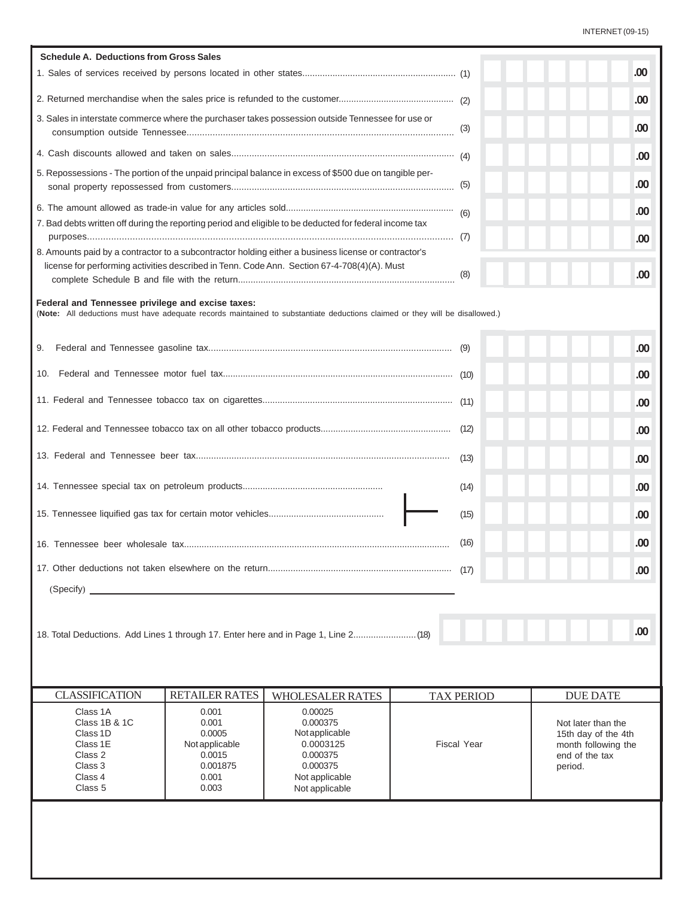### Schedule A. Deductions from Gross Sales

1. Sales of services received by persons located in other states............................................................ (1) .00

2. Returned merchandise when the sales price is refunded to the customer............................................. (2) .00

3. Sales in interstate commerce where the purchaser takes possession outside Tennessee for use or consumption outside Tennessee....................................................................................................... (3) .00

4. Cash discounts allowed and taken on sales....................................................................................... (4) .00

5. Repossessions - The portion of the unpaid principal balance in excess of $500 due on tangible personal property repossessed from customers...................................................................................... (5) .00

6. The amount allowed as trade-in value for any articles sold.................................................................. (6) .00

7. Bad debts written off during the reporting period and eligible to be deducted for federal income tax purposes........................................................................................................................................ (7) .00

8. Amounts paid by a contractor to a subcontractor holding either a business license or contractor's license for performing activities described in Tenn. Code Ann. Section 67-4-708(4)(A). Must complete Schedule B and file with the return..................................................................................... (8) .00

**Federal and Tennessee privilege and excise taxes:**
(**Note:** All deductions must have adequate records maintained to substantiate deductions claimed or they will be disallowed.)

9. Federal and Tennessee gasoline tax............................................................................................... (9) .00

10. Federal and Tennessee motor fuel tax........................................................................................... (10) .00

11. Federal and Tennessee tobacco tax on cigarettes........................................................................... (11) .00

12. Federal and Tennessee tobacco tax on all other tobacco products................................................... (12) .00

13. Federal and Tennessee beer tax.................................................................................................... (13) .00

14. Tennessee special tax on petroleum products....................................................... (14) .00

15. Tennessee liquified gas tax for certain motor vehicles............................................. (15) .00

16. Tennessee beer wholesale tax........................................................................................................ (16) .00

17. Other deductions not taken elsewhere on the return......................................................................... (17) .00

(Specify) ____________________________________________

18. Total Deductions. Add Lines 1 through 17. Enter here and in Page 1, Line 2......................... (18) .00

| CLASSIFICATION | RETAILER RATES | WHOLESALER RATES | TAX PERIOD | DUE DATE |
|---|---|---|---|---|
| Class 1A | 0.001 | 0.00025 | Fiscal Year | Not later than the 15th day of the 4th month following the end of the tax period. |
| Class 1B & 1C | 0.001 | 0.000375 | | |
| Class 1D | 0.0005 | Not applicable | | |
| Class 1E | Not applicable | 0.0003125 | | |
| Class 2 | 0.0015 | 0.000375 | | |
| Class 3 | 0.001875 | 0.000375 | | |
| Class 4 | 0.001 | Not applicable | | |
| Class 5 | 0.003 | Not applicable | | |